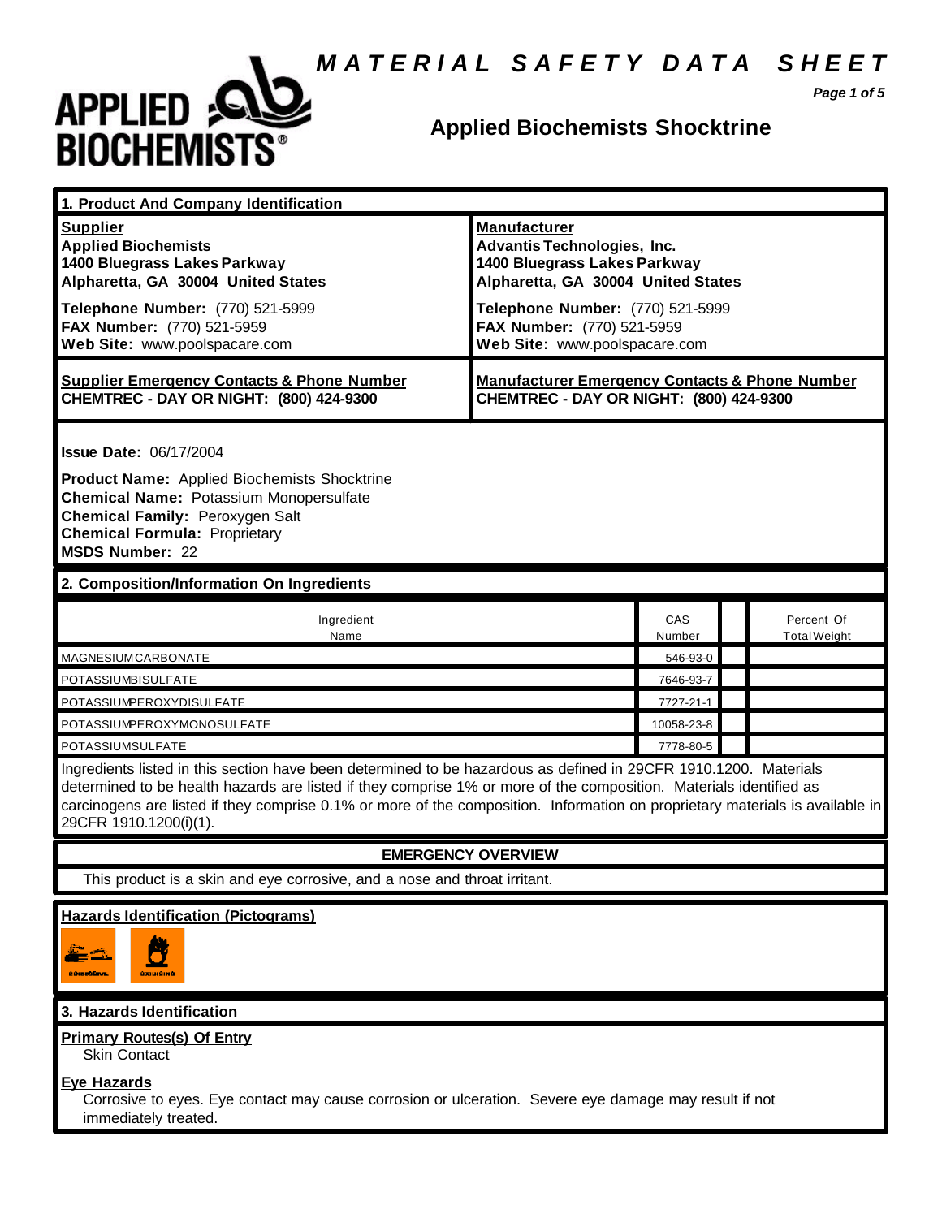# MATERIAL SAFETY DATA SHEET

**APPLIED BIOCHEMISTS®**

## Applied Biochemists Shocktrine

### 1. Product And Company Identification

| **Supplier** | **Manufacturer** |
|---|---|
| **Applied Biochemists**<br>**1400 Bluegrass Lakes Parkway**<br>**Alpharetta, GA 30004 United States** | **Advantis Technologies, Inc.**<br>**1400 Bluegrass Lakes Parkway**<br>**Alpharetta, GA 30004 United States** |
| **Telephone Number:** (770) 521-5999<br>**FAX Number:** (770) 521-5959<br>**Web Site:** www.poolspacare.com | **Telephone Number:** (770) 521-5999<br>**FAX Number:** (770) 521-5959<br>**Web Site:** www.poolspacare.com |
| **Supplier Emergency Contacts & Phone Number**<br>**CHEMTREC - DAY OR NIGHT: (800) 424-9300** | **Manufacturer Emergency Contacts & Phone Number**<br>**CHEMTREC - DAY OR NIGHT: (800) 424-9300** |

**Issue Date:** 06/17/2004

**Product Name:** Applied Biochemists Shocktrine
**Chemical Name:** Potassium Monopersulfate
**Chemical Family:** Peroxygen Salt
**Chemical Formula:** Proprietary
**MSDS Number:** 22

### 2. Composition/Information On Ingredients

| Ingredient Name | CAS Number | | Percent Of Total Weight |
|---|---|---|---|
| MAGNESIUM CARBONATE | 546-93-0 | | |
| POTASSIUM BISULFATE | 7646-93-7 | | |
| POTASSIUM PEROXYDISULFATE | 7727-21-1 | | |
| POTASSIUM PEROXYMONOSULFATE | 10058-23-8 | | |
| POTASSIUM SULFATE | 7778-80-5 | | |

Ingredients listed in this section have been determined to be hazardous as defined in 29CFR 1910.1200. Materials determined to be health hazards are listed if they comprise 1% or more of the composition. Materials identified as carcinogens are listed if they comprise 0.1% or more of the composition. Information on proprietary materials is available in 29CFR 1910.1200(i)(1).

**EMERGENCY OVERVIEW**

This product is a skin and eye corrosive, and a nose and throat irritant.

**Hazards Identification (Pictograms)**

CORROSIVE OXIDIZING

### 3. Hazards Identification

**Primary Routes(s) Of Entry**

Skin Contact

**Eye Hazards**

Corrosive to eyes. Eye contact may cause corrosion or ulceration. Severe eye damage may result if not immediately treated.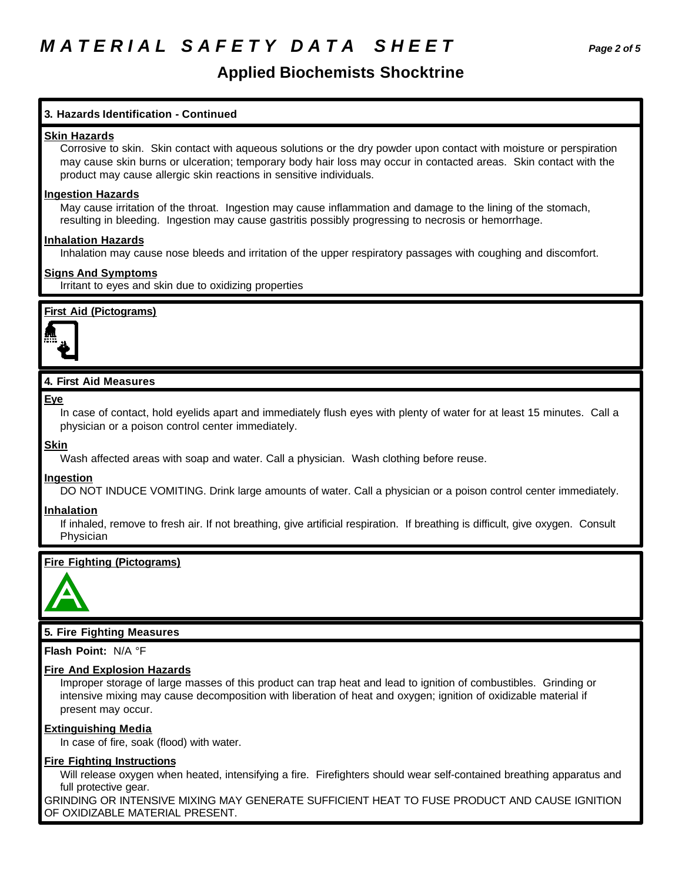## 3. Hazards Identification - Continued

**Skin Hazards**

Corrosive to skin. Skin contact with aqueous solutions or the dry powder upon contact with moisture or perspiration may cause skin burns or ulceration; temporary body hair loss may occur in contacted areas. Skin contact with the product may cause allergic skin reactions in sensitive individuals.

**Ingestion Hazards**

May cause irritation of the throat. Ingestion may cause inflammation and damage to the lining of the stomach, resulting in bleeding. Ingestion may cause gastritis possibly progressing to necrosis or hemorrhage.

**Inhalation Hazards**

Inhalation may cause nose bleeds and irritation of the upper respiratory passages with coughing and discomfort.

**Signs And Symptoms**

Irritant to eyes and skin due to oxidizing properties

**First Aid (Pictograms)**

## 4. First Aid Measures

**Eye**

In case of contact, hold eyelids apart and immediately flush eyes with plenty of water for at least 15 minutes. Call a physician or a poison control center immediately.

**Skin**

Wash affected areas with soap and water. Call a physician. Wash clothing before reuse.

**Ingestion**

DO NOT INDUCE VOMITING. Drink large amounts of water. Call a physician or a poison control center immediately.

**Inhalation**

If inhaled, remove to fresh air. If not breathing, give artificial respiration. If breathing is difficult, give oxygen. Consult Physician

**Fire Fighting (Pictograms)**

## 5. Fire Fighting Measures

**Flash Point:** N/A °F

**Fire And Explosion Hazards**

Improper storage of large masses of this product can trap heat and lead to ignition of combustibles. Grinding or intensive mixing may cause decomposition with liberation of heat and oxygen; ignition of oxidizable material if present may occur.

**Extinguishing Media**

In case of fire, soak (flood) with water.

**Fire Fighting Instructions**

Will release oxygen when heated, intensifying a fire. Firefighters should wear self-contained breathing apparatus and full protective gear.

GRINDING OR INTENSIVE MIXING MAY GENERATE SUFFICIENT HEAT TO FUSE PRODUCT AND CAUSE IGNITION OF OXIDIZABLE MATERIAL PRESENT.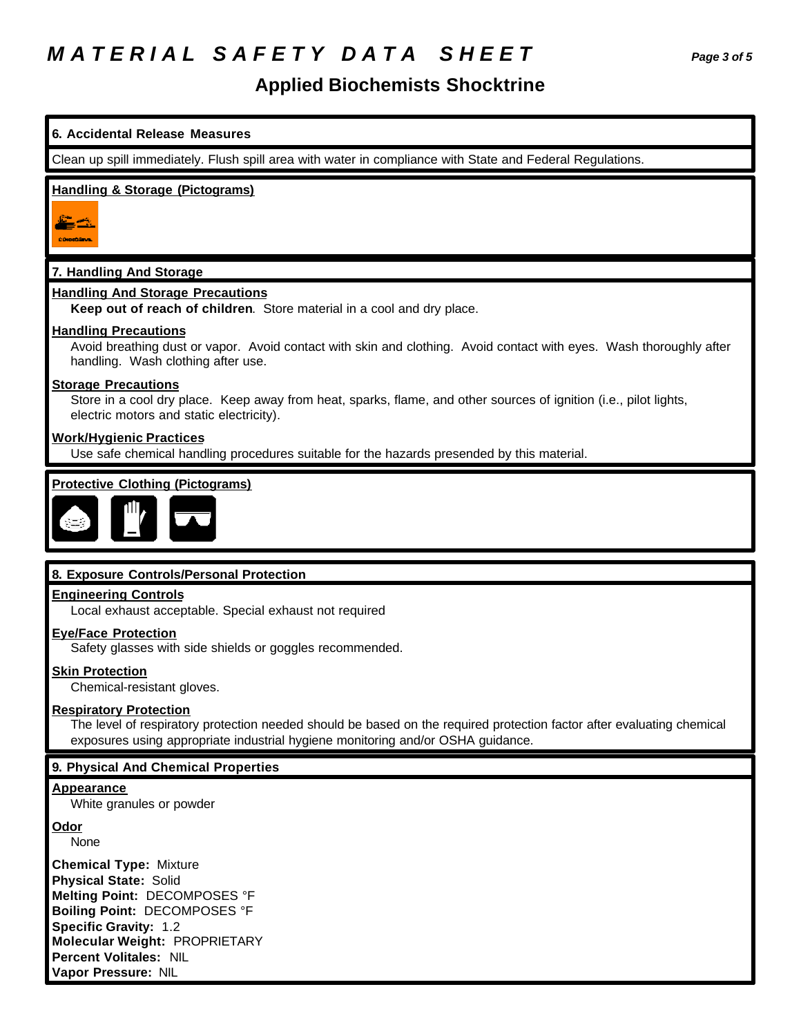# MATERIAL SAFETY DATA SHEET

## Applied Biochemists Shocktrine

### 6. Accidental Release Measures

Clean up spill immediately. Flush spill area with water in compliance with State and Federal Regulations.

**Handling & Storage (Pictograms)**

### 7. Handling And Storage

**Handling And Storage Precautions**

**Keep out of reach of children**. Store material in a cool and dry place.

**Handling Precautions**

Avoid breathing dust or vapor. Avoid contact with skin and clothing. Avoid contact with eyes. Wash thoroughly after handling. Wash clothing after use.

**Storage Precautions**

Store in a cool dry place. Keep away from heat, sparks, flame, and other sources of ignition (i.e., pilot lights, electric motors and static electricity).

**Work/Hygienic Practices**

Use safe chemical handling procedures suitable for the hazards presended by this material.

**Protective Clothing (Pictograms)**

### 8. Exposure Controls/Personal Protection

**Engineering Controls**

Local exhaust acceptable. Special exhaust not required

**Eye/Face Protection**

Safety glasses with side shields or goggles recommended.

**Skin Protection**

Chemical-resistant gloves.

**Respiratory Protection**

The level of respiratory protection needed should be based on the required protection factor after evaluating chemical exposures using appropriate industrial hygiene monitoring and/or OSHA guidance.

### 9. Physical And Chemical Properties

**Appearance**

White granules or powder

**Odor**

None

**Chemical Type:** Mixture
**Physical State:** Solid
**Melting Point:** DECOMPOSES °F
**Boiling Point:** DECOMPOSES °F
**Specific Gravity:** 1.2
**Molecular Weight:** PROPRIETARY
**Percent Volitales:** NIL
**Vapor Pressure:** NIL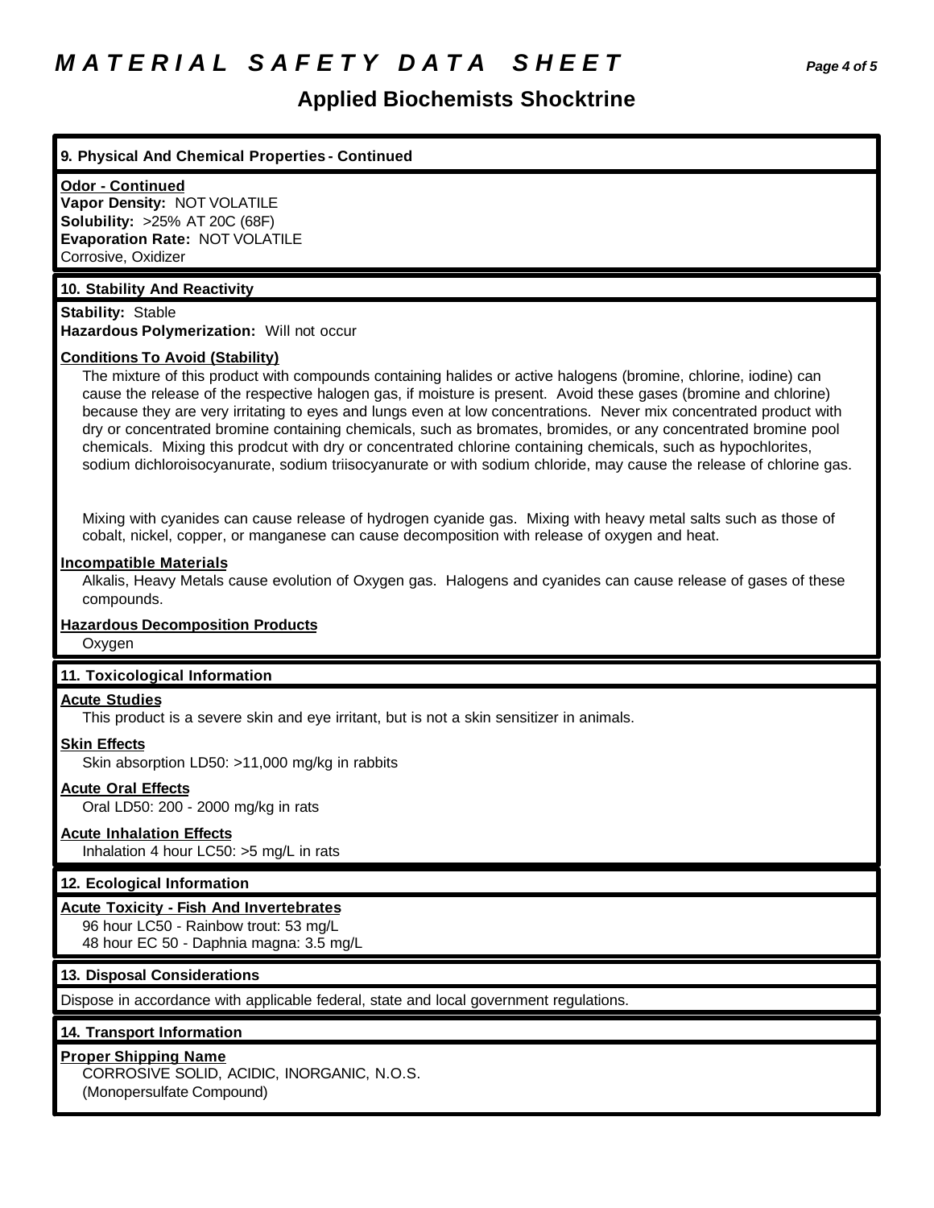## 9. Physical And Chemical Properties - Continued

**Odor - Continued**

**Vapor Density:** NOT VOLATILE
**Solubility:** >25% AT 20C (68F)
**Evaporation Rate:** NOT VOLATILE
Corrosive, Oxidizer

## 10. Stability And Reactivity

**Stability:** Stable
**Hazardous Polymerization:** Will not occur

**Conditions To Avoid (Stability)**

The mixture of this product with compounds containing halides or active halogens (bromine, chlorine, iodine) can cause the release of the respective halogen gas, if moisture is present. Avoid these gases (bromine and chlorine) because they are very irritating to eyes and lungs even at low concentrations. Never mix concentrated product with dry or concentrated bromine containing chemicals, such as bromates, bromides, or any concentrated bromine pool chemicals. Mixing this prodcut with dry or concentrated chlorine containing chemicals, such as hypochlorites, sodium dichloroisocyanurate, sodium triisocyanurate or with sodium chloride, may cause the release of chlorine gas.

Mixing with cyanides can cause release of hydrogen cyanide gas. Mixing with heavy metal salts such as those of cobalt, nickel, copper, or manganese can cause decomposition with release of oxygen and heat.

**Incompatible Materials**

Alkalis, Heavy Metals cause evolution of Oxygen gas. Halogens and cyanides can cause release of gases of these compounds.

**Hazardous Decomposition Products**

Oxygen

## 11. Toxicological Information

**Acute Studies**

This product is a severe skin and eye irritant, but is not a skin sensitizer in animals.

**Skin Effects**

Skin absorption LD50: >11,000 mg/kg in rabbits

**Acute Oral Effects**

Oral LD50: 200 - 2000 mg/kg in rats

**Acute Inhalation Effects**

Inhalation 4 hour LC50: >5 mg/L in rats

## 12. Ecological Information

**Acute Toxicity - Fish And Invertebrates**

96 hour LC50 - Rainbow trout: 53 mg/L
48 hour EC 50 - Daphnia magna: 3.5 mg/L

## 13. Disposal Considerations

Dispose in accordance with applicable federal, state and local government regulations.

## 14. Transport Information

**Proper Shipping Name**

CORROSIVE SOLID, ACIDIC, INORGANIC, N.O.S.
(Monopersulfate Compound)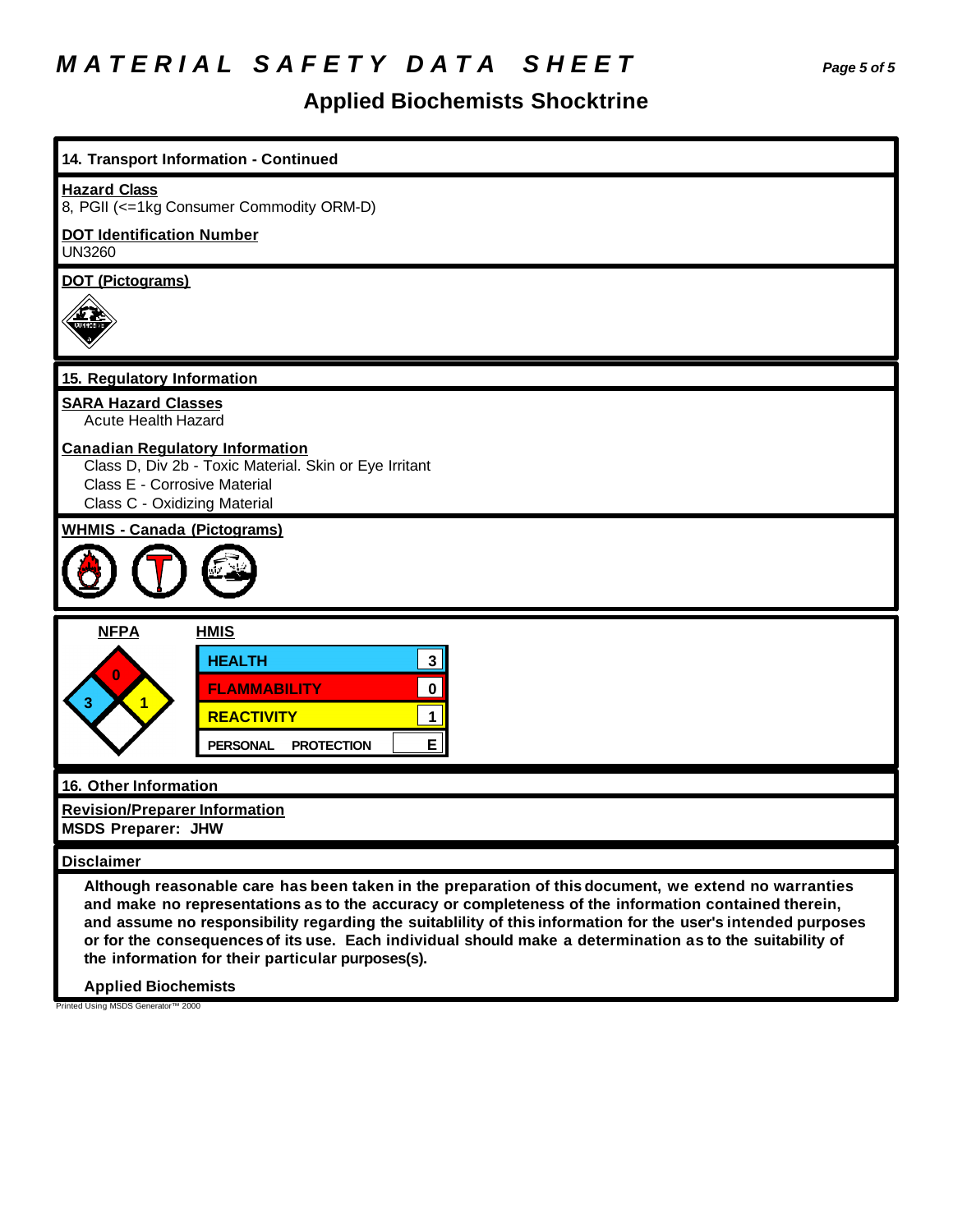# MATERIAL SAFETY DATA SHEET

## Applied Biochemists Shocktrine

### 14. Transport Information - Continued

**Hazard Class**
8, PGII (<=1kg Consumer Commodity ORM-D)

**DOT Identification Number**
UN3260

**DOT (Pictograms)**

### 15. Regulatory Information

**SARA Hazard Classes**
Acute Health Hazard

**Canadian Regulatory Information**
Class D, Div 2b - Toxic Material. Skin or Eye Irritant
Class E - Corrosive Material
Class C - Oxidizing Material

**WHMIS - Canada (Pictograms)**

**NFPA**

0
3 1

**HMIS**

| | |
|---|---|
| HEALTH | 3 |
| FLAMMABILITY | 0 |
| REACTIVITY | 1 |
| PERSONAL PROTECTION | E |

### 16. Other Information

**Revision/Preparer Information**
**MSDS Preparer: JHW**

**Disclaimer**

**Although reasonable care has been taken in the preparation of this document, we extend no warranties and make no representations as to the accuracy or completeness of the information contained therein, and assume no responsibility regarding the suitablility of this information for the user's intended purposes or for the consequences of its use. Each individual should make a determination as to the suitability of the information for their particular purposes(s).**

**Applied Biochemists**

Printed Using MSDS Generator™ 2000